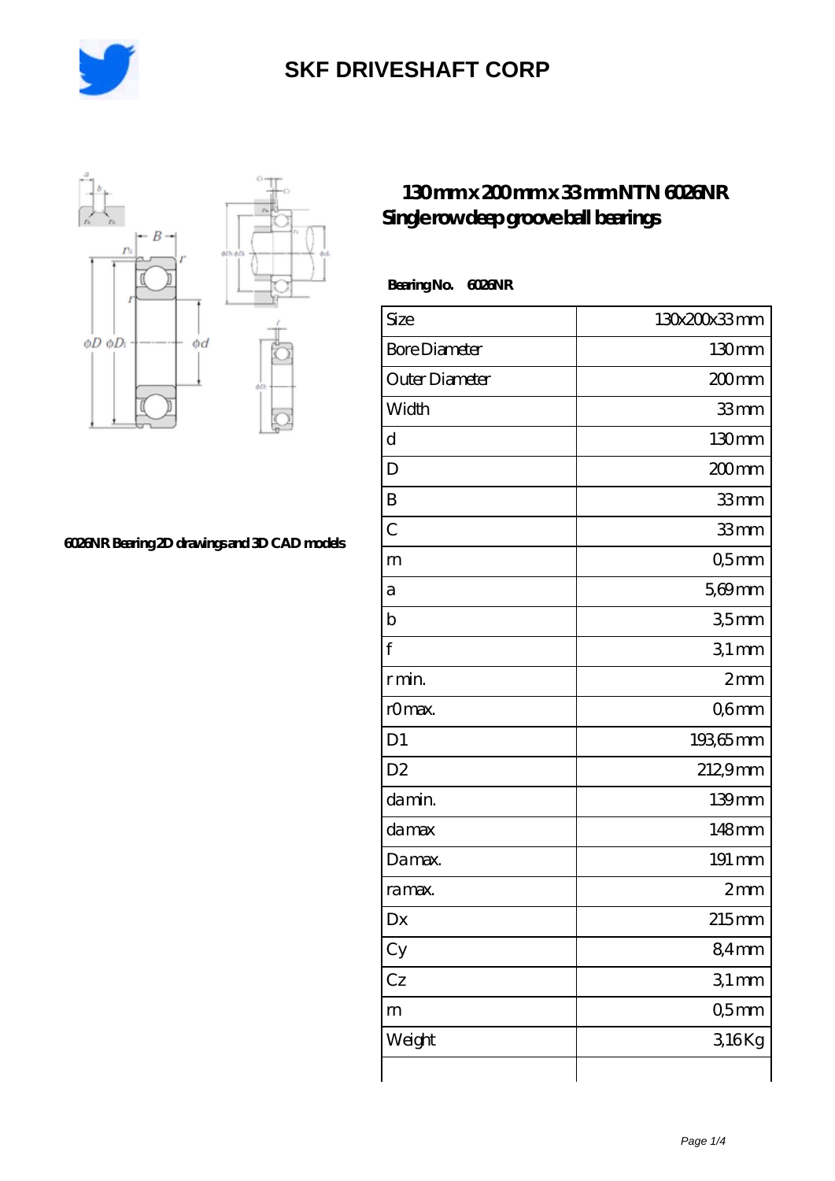# SKF DRIVESHAFT CORP

6026NR Bearing 2D drawings and 3D CAD models

## 130 mm x 200 mm x 33 mm NTN 6026NR Single row deep groove ball bearings

**Bearing No. 6026NR**

| Size | 130x200x33 mm |
|---|---|
| Bore Diameter | 130 mm |
| Outer Diameter | 200 mm |
| Width | 33 mm |
| d | 130 mm |
| D | 200 mm |
| B | 33 mm |
| C | 33 mm |
| rn | 0,5 mm |
| a | 5,69 mm |
| b | 3,5 mm |
| f | 3,1 mm |
| r min. | 2 mm |
| r0 max. | 0,6 mm |
| D1 | 193,65 mm |
| D2 | 212,9 mm |
| da min. | 139 mm |
| da max | 148 mm |
| Da max. | 191 mm |
| ra max. | 2 mm |
| Dx | 215 mm |
| Cy | 8,4 mm |
| Cz | 3,1 mm |
| rn | 0,5 mm |
| Weight | 3,16 Kg |
| | |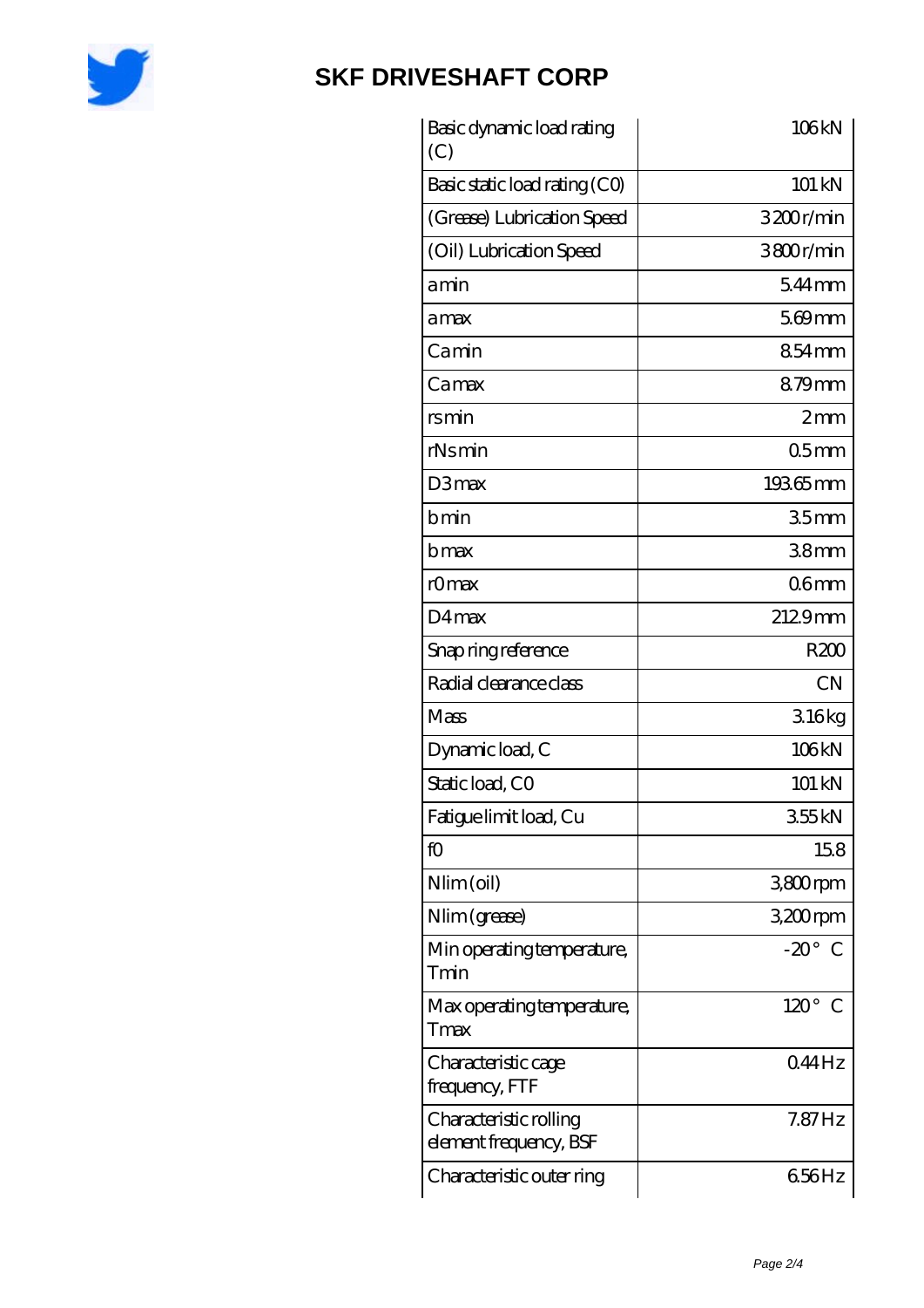## SKF DRIVESHAFT CORP

| | |
|---|---|
| Basic dynamic load rating (C) | 106 kN |
| Basic static load rating (C0) | 101 kN |
| (Grease) Lubrication Speed | 3200 r/min |
| (Oil) Lubrication Speed | 3800 r/min |
| a min | 5.44 mm |
| a max | 5.69 mm |
| Ca min | 8.54 mm |
| Ca max | 8.79 mm |
| rs min | 2 mm |
| rNs min | 0.5 mm |
| D3 max | 193.65 mm |
| b min | 3.5 mm |
| b max | 3.8 mm |
| r0 max | 0.6 mm |
| D4 max | 212.9 mm |
| Snap ring reference | R200 |
| Radial clearance class | CN |
| Mass | 3.16 kg |
| Dynamic load, C | 106 kN |
| Static load, C0 | 101 kN |
| Fatigue limit load, Cu | 3.55 kN |
| f0 | 15.8 |
| Nlim (oil) | 3,800 rpm |
| Nlim (grease) | 3,200 rpm |
| Min operating temperature, Tmin | -20 ° C |
| Max operating temperature, Tmax | 120 ° C |
| Characteristic cage frequency, FTF | 0.44 Hz |
| Characteristic rolling element frequency, BSF | 7.87 Hz |
| Characteristic outer ring | 6.56 Hz |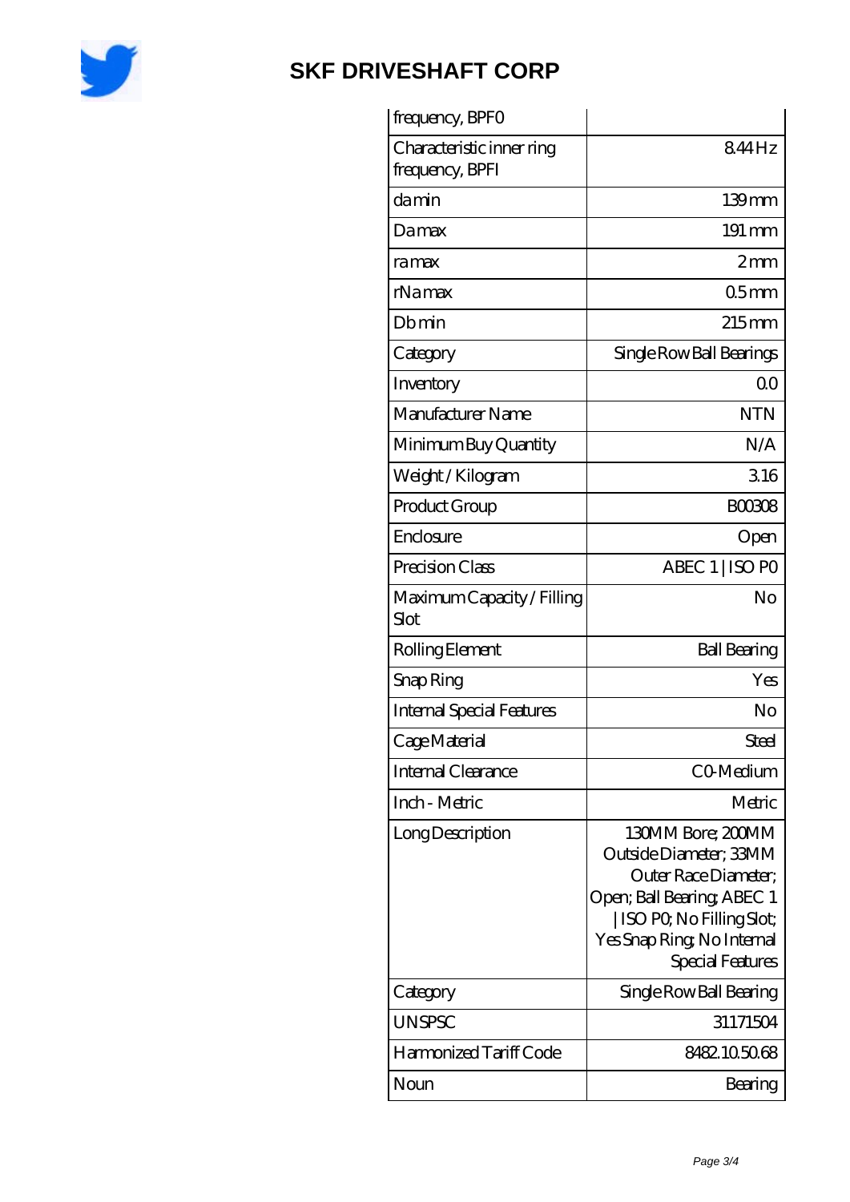| frequency, BPFO | |
|---|---|
| Characteristic inner ring frequency, BPFI | 8.44 Hz |
| da min | 139 mm |
| Da max | 191 mm |
| ra max | 2 mm |
| rNa max | 0.5 mm |
| Db min | 215 mm |
| Category | Single Row Ball Bearings |
| Inventory | 0.0 |
| Manufacturer Name | NTN |
| Minimum Buy Quantity | N/A |
| Weight / Kilogram | 3.16 |
| Product Group | B00308 |
| Enclosure | Open |
| Precision Class | ABEC 1 \| ISO P0 |
| Maximum Capacity / Filling Slot | No |
| Rolling Element | Ball Bearing |
| Snap Ring | Yes |
| Internal Special Features | No |
| Cage Material | Steel |
| Internal Clearance | C0-Medium |
| Inch - Metric | Metric |
| Long Description | 130MM Bore; 200MM Outside Diameter; 33MM Outer Race Diameter; Open; Ball Bearing; ABEC 1 \| ISO P0; No Filling Slot; Yes Snap Ring; No Internal Special Features |
| Category | Single Row Ball Bearing |
| UNSPSC | 31171504 |
| Harmonized Tariff Code | 8482.10.50.68 |
| Noun | Bearing |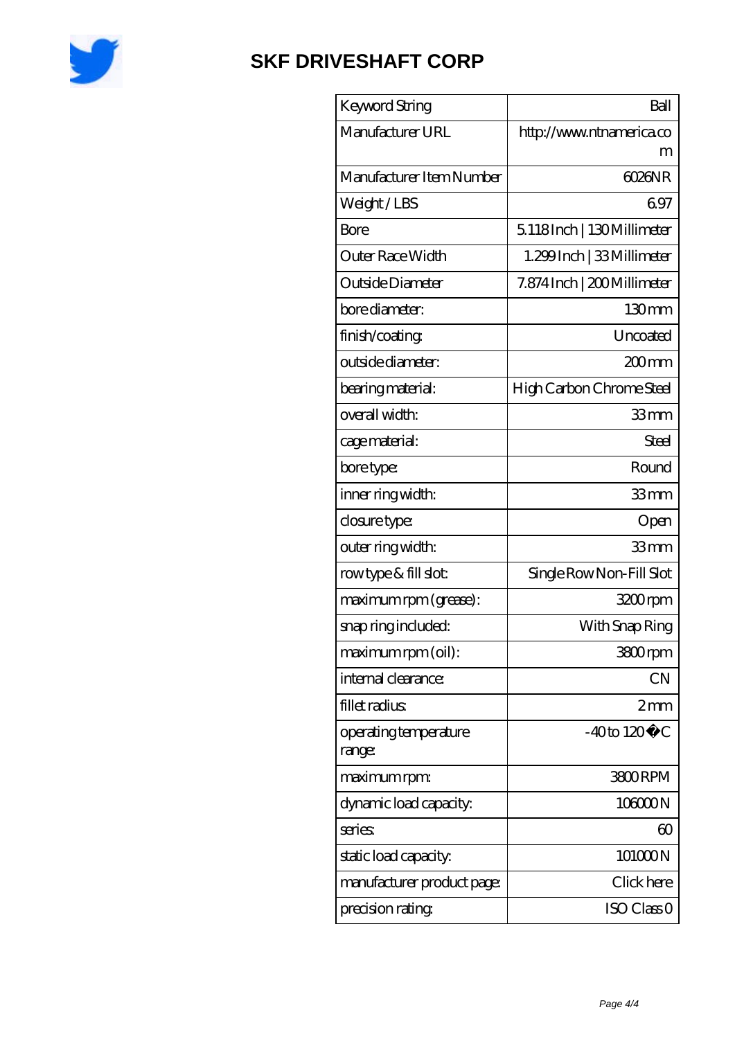# SKF DRIVESHAFT CORP

| | |
|---|---|
| Keyword String | Ball |
| Manufacturer URL | http://www.ntnamerica.com |
| Manufacturer Item Number | 6026NR |
| Weight / LBS | 6.97 |
| Bore | 5.118 Inch \| 130 Millimeter |
| Outer Race Width | 1.299 Inch \| 33 Millimeter |
| Outside Diameter | 7.874 Inch \| 200 Millimeter |
| bore diameter: | 130 mm |
| finish/coating: | Uncoated |
| outside diameter: | 200 mm |
| bearing material: | High Carbon Chrome Steel |
| overall width: | 33 mm |
| cage material: | Steel |
| bore type: | Round |
| inner ring width: | 33 mm |
| closure type: | Open |
| outer ring width: | 33 mm |
| row type & fill slot: | Single Row Non-Fill Slot |
| maximum rpm (grease): | 3200 rpm |
| snap ring included: | With Snap Ring |
| maximum rpm (oil): | 3800 rpm |
| internal clearance: | CN |
| fillet radius: | 2 mm |
| operating temperature range: | -40 to 120 �C |
| maximum rpm: | 3800 RPM |
| dynamic load capacity: | 106000 N |
| series: | 60 |
| static load capacity: | 101000 N |
| manufacturer product page: | Click here |
| precision rating: | ISO Class 0 |